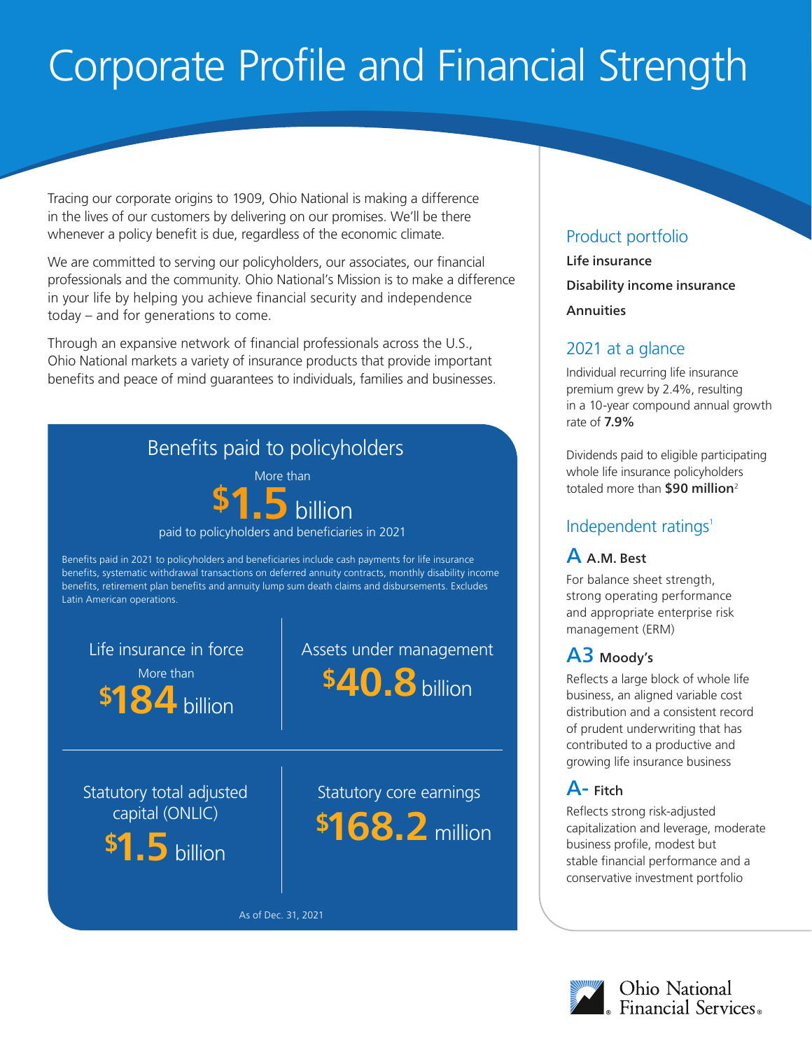# Corporate Profile and Financial Strength

Tracing our corporate origins to 1909, Ohio National is making a difference in the lives of our customers by delivering on our promises. We'll be there whenever a policy benefit is due, regardless of the economic climate.

We are committed to serving our policyholders, our associates, our financial professionals and the community. Ohio National's Mission is to make a difference in your life by helping you achieve financial security and independence today – and for generations to come.

Through an expansive network of financial professionals across the U.S., Ohio National markets a variety of insurance products that provide important benefits and peace of mind guarantees to individuals, families and businesses.

## Benefits paid to policyholders

More than **$1.5 billion** paid to policyholders and beneficiaries in 2021

Benefits paid in 2021 to policyholders and beneficiaries include cash payments for life insurance benefits, systematic withdrawal transactions on deferred annuity contracts, monthly disability income benefits, retirement plan benefits and annuity lump sum death claims and disbursements. Excludes Latin American operations.

### Life insurance in force

More than **$184 billion**

### Assets under management

**$40.8 billion**

### Statutory total adjusted capital (ONLIC)

**$1.5 billion**

### Statutory core earnings

**$168.2 million**

As of Dec. 31, 2021

## Product portfolio

**Life insurance**

**Disability income insurance**

**Annuities**

## 2021 at a glance

Individual recurring life insurance premium grew by 2.4%, resulting in a 10-year compound annual growth rate of **7.9%**

Dividends paid to eligible participating whole life insurance policyholders totaled more than **$90 million**[2]

## Independent ratings[1]

### A A.M. Best

For balance sheet strength, strong operating performance and appropriate enterprise risk management (ERM)

### A3 Moody's

Reflects a large block of whole life business, an aligned variable cost distribution and a consistent record of prudent underwriting that has contributed to a productive and growing life insurance business

### A- Fitch

Reflects strong risk-adjusted capitalization and leverage, moderate business profile, modest but stable financial performance and a conservative investment portfolio

Ohio National Financial Services®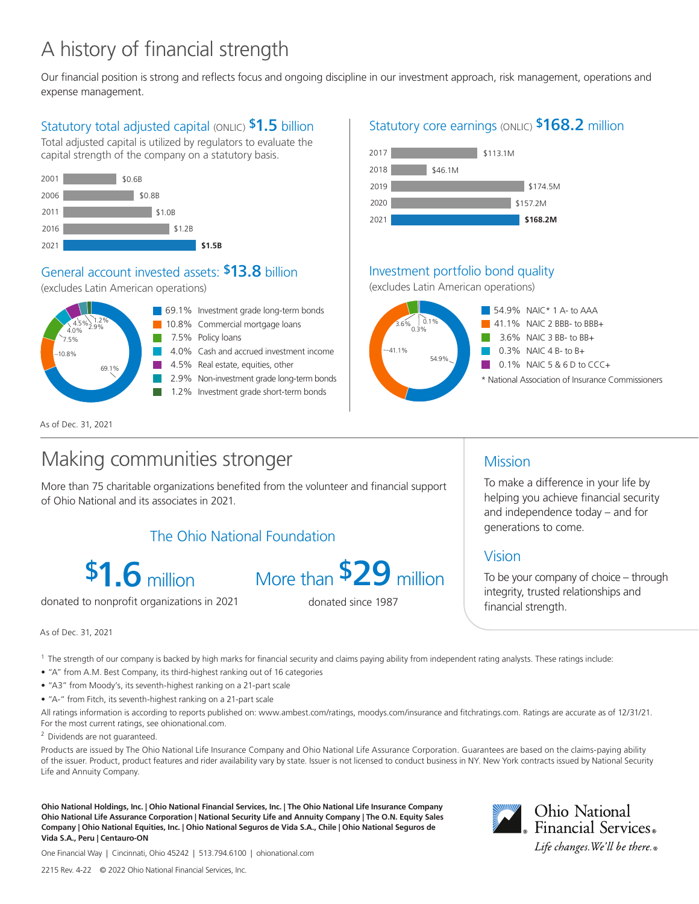# A history of financial strength

Our financial position is strong and reflects focus and ongoing discipline in our investment approach, risk management, operations and expense management.

## Statutory total adjusted capital (ONLIC) $1.5 billion

Total adjusted capital is utilized by regulators to evaluate the capital strength of the company on a statutory basis.

2001 $0.6B
2006 $0.8B
2011 $1.0B
2016 $1.2B
2021 **$1.5B**

## Statutory core earnings (ONLIC) $168.2 million

2017 $113.1M
2018 $46.1M
2019 $174.5M
2020 $157.2M
2021 **$168.2M**

## General account invested assets: $13.8 billion

(excludes Latin American operations)

- 69.1% Investment grade long-term bonds
- 10.8% Commercial mortgage loans
- 7.5% Policy loans
- 4.0% Cash and accrued investment income
- 4.5% Real estate, equities, other
- 2.9% Non-investment grade long-term bonds
- 1.2% Investment grade short-term bonds

## Investment portfolio bond quality

(excludes Latin American operations)

- 54.9% NAIC* 1 A- to AAA
- 41.1% NAIC 2 BBB- to BBB+
- 3.6% NAIC 3 BB- to BB+
- 0.3% NAIC 4 B- to B+
- 0.1% NAIC 5 & 6 D to CCC+

* National Association of Insurance Commissioners

As of Dec. 31, 2021

# Making communities stronger

More than 75 charitable organizations benefited from the volunteer and financial support of Ohio National and its associates in 2021.

## The Ohio National Foundation

**$1.6 million**
donated to nonprofit organizations in 2021

**More than $29 million**
donated since 1987

As of Dec. 31, 2021

## Mission

To make a difference in your life by helping you achieve financial security and independence today – and for generations to come.

## Vision

To be your company of choice – through integrity, trusted relationships and financial strength.

[1] The strength of our company is backed by high marks for financial security and claims paying ability from independent rating analysts. These ratings include:

- "A" from A.M. Best Company, its third-highest ranking out of 16 categories
- "A3" from Moody's, its seventh-highest ranking on a 21-part scale
- "A-" from Fitch, its seventh-highest ranking on a 21-part scale

All ratings information is according to reports published on: www.ambest.com/ratings, moodys.com/insurance and fitchratings.com. Ratings are accurate as of 12/31/21. For the most current ratings, see ohionational.com.

[2] Dividends are not guaranteed.

Products are issued by The Ohio National Life Insurance Company and Ohio National Life Assurance Corporation. Guarantees are based on the claims-paying ability of the issuer. Product, product features and rider availability vary by state. Issuer is not licensed to conduct business in NY. New York contracts issued by National Security Life and Annuity Company.

**Ohio National Holdings, Inc. | Ohio National Financial Services, Inc. | The Ohio National Life Insurance Company Ohio National Life Assurance Corporation | National Security Life and Annuity Company | The O.N. Equity Sales Company | Ohio National Equities, Inc. | Ohio National Seguros de Vida S.A., Chile | Ohio National Seguros de Vida S.A., Peru | Centauro-ON**

One Financial Way | Cincinnati, Ohio 45242 | 513.794.6100 | ohionational.com

Ohio National Financial Services®
*Life changes. We'll be there.®*

2215 Rev. 4-22 © 2022 Ohio National Financial Services, Inc.